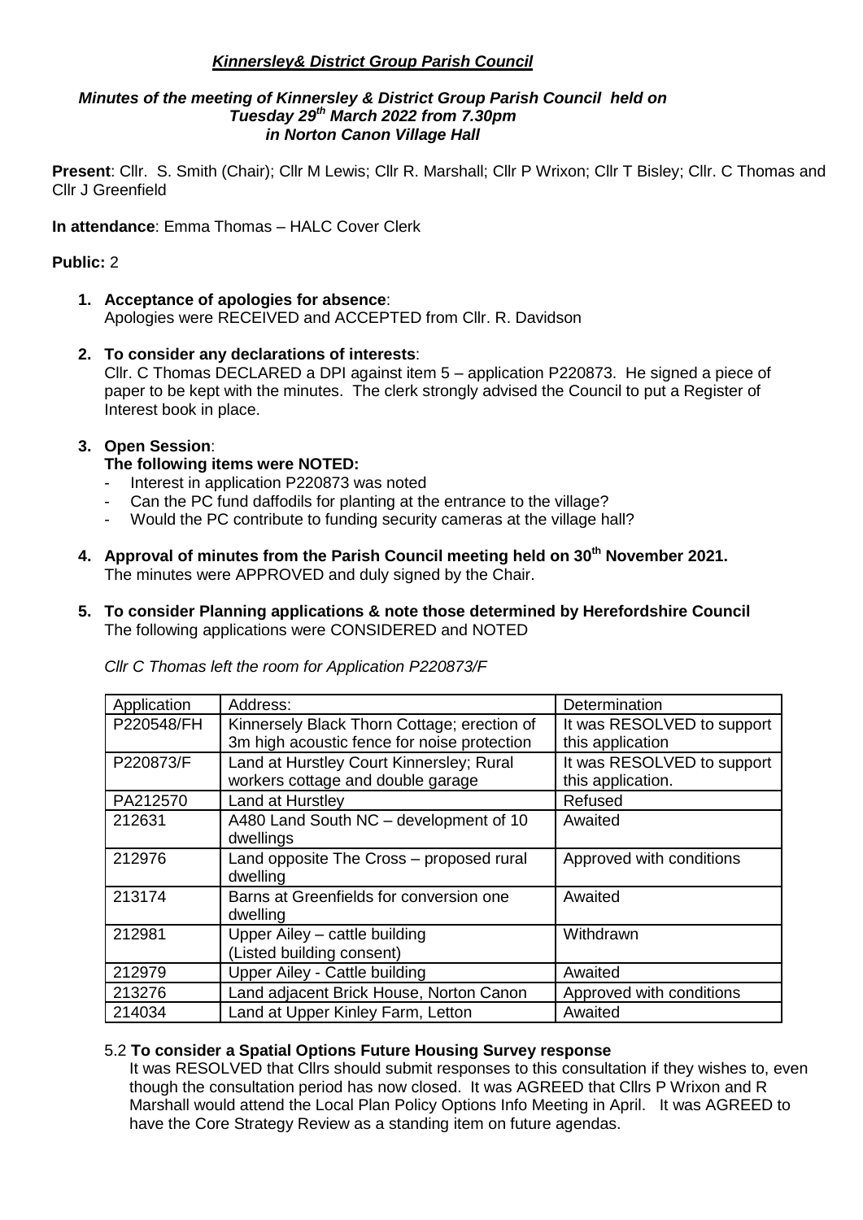# *Kinnersley& District Group Parish Council*

### *Minutes of the meeting of Kinnersley & District Group Parish Council held on Tuesday 29th March 2022 from 7.30pm in Norton Canon Village Hall*

**Present**: Cllr. S. Smith (Chair); Cllr M Lewis; Cllr R. Marshall; Cllr P Wrixon; Cllr T Bisley; Cllr. C Thomas and Cllr J Greenfield

**In attendance**: Emma Thomas – HALC Cover Clerk

**Public:** 2

1. **Acceptance of apologies for absence**:
   Apologies were RECEIVED and ACCEPTED from Cllr. R. Davidson

2. **To consider any declarations of interests**:
   Cllr. C Thomas DECLARED a DPI against item 5 – application P220873. He signed a piece of paper to be kept with the minutes. The clerk strongly advised the Council to put a Register of Interest book in place.

3. **Open Session**:
   **The following items were NOTED:**
   - Interest in application P220873 was noted
   - Can the PC fund daffodils for planting at the entrance to the village?
   - Would the PC contribute to funding security cameras at the village hall?

4. **Approval of minutes from the Parish Council meeting held on 30th November 2021.**
   The minutes were APPROVED and duly signed by the Chair.

5. **To consider Planning applications & note those determined by Herefordshire Council**
   The following applications were CONSIDERED and NOTED

*Cllr C Thomas left the room for Application P220873/F*

| Application | Address: | Determination |
|---|---|---|
| P220548/FH | Kinnersely Black Thorn Cottage; erection of 3m high acoustic fence for noise protection | It was RESOLVED to support this application |
| P220873/F | Land at Hurstley Court Kinnersley; Rural workers cottage and double garage | It was RESOLVED to support this application. |
| PA212570 | Land at Hurstley | Refused |
| 212631 | A480 Land South NC – development of 10 dwellings | Awaited |
| 212976 | Land opposite The Cross – proposed rural dwelling | Approved with conditions |
| 213174 | Barns at Greenfields for conversion one dwelling | Awaited |
| 212981 | Upper Ailey – cattle building (Listed building consent) | Withdrawn |
| 212979 | Upper Ailey - Cattle building | Awaited |
| 213276 | Land adjacent Brick House, Norton Canon | Approved with conditions |
| 214034 | Land at Upper Kinley Farm, Letton | Awaited |

5.2 **To consider a Spatial Options Future Housing Survey response**
It was RESOLVED that Cllrs should submit responses to this consultation if they wishes to, even though the consultation period has now closed. It was AGREED that Cllrs P Wrixon and R Marshall would attend the Local Plan Policy Options Info Meeting in April. It was AGREED to have the Core Strategy Review as a standing item on future agendas.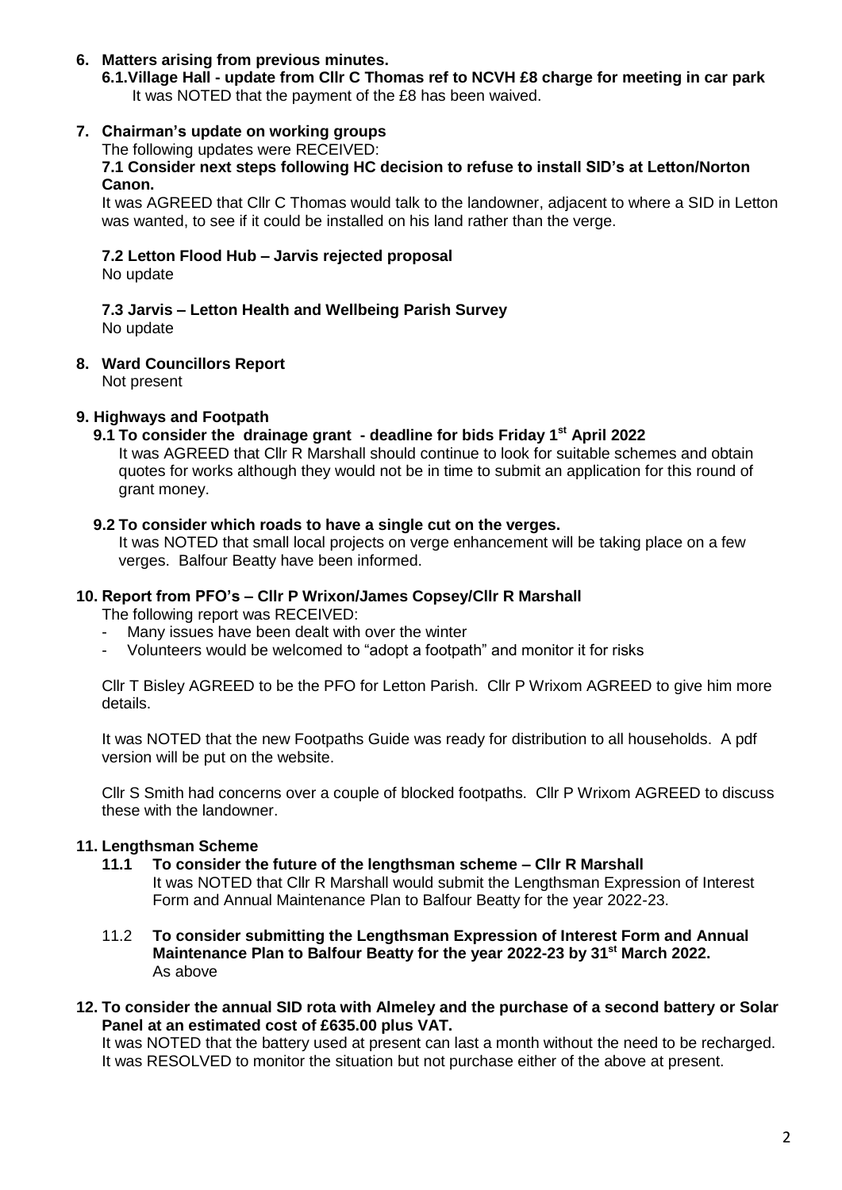**6. Matters arising from previous minutes.**

**6.1. Village Hall - update from Cllr C Thomas ref to NCVH £8 charge for meeting in car park**

It was NOTED that the payment of the £8 has been waived.

**7. Chairman's update on working groups**

The following updates were RECEIVED:

**7.1 Consider next steps following HC decision to refuse to install SID's at Letton/Norton Canon.**

It was AGREED that Cllr C Thomas would talk to the landowner, adjacent to where a SID in Letton was wanted, to see if it could be installed on his land rather than the verge.

**7.2 Letton Flood Hub – Jarvis rejected proposal**

No update

**7.3 Jarvis – Letton Health and Wellbeing Parish Survey**

No update

**8. Ward Councillors Report**

Not present

**9. Highways and Footpath**

**9.1 To consider the drainage grant - deadline for bids Friday 1st April 2022**

It was AGREED that Cllr R Marshall should continue to look for suitable schemes and obtain quotes for works although they would not be in time to submit an application for this round of grant money.

**9.2 To consider which roads to have a single cut on the verges.**

It was NOTED that small local projects on verge enhancement will be taking place on a few verges. Balfour Beatty have been informed.

**10. Report from PFO's – Cllr P Wrixon/James Copsey/Cllr R Marshall**

The following report was RECEIVED:

- Many issues have been dealt with over the winter
- Volunteers would be welcomed to "adopt a footpath" and monitor it for risks

Cllr T Bisley AGREED to be the PFO for Letton Parish. Cllr P Wrixom AGREED to give him more details.

It was NOTED that the new Footpaths Guide was ready for distribution to all households. A pdf version will be put on the website.

Cllr S Smith had concerns over a couple of blocked footpaths. Cllr P Wrixom AGREED to discuss these with the landowner.

**11. Lengthsman Scheme**

**11.1 To consider the future of the lengthsman scheme – Cllr R Marshall**

It was NOTED that Cllr R Marshall would submit the Lengthsman Expression of Interest Form and Annual Maintenance Plan to Balfour Beatty for the year 2022-23.

11.2 **To consider submitting the Lengthsman Expression of Interest Form and Annual Maintenance Plan to Balfour Beatty for the year 2022-23 by 31st March 2022.**

As above

**12. To consider the annual SID rota with Almeley and the purchase of a second battery or Solar Panel at an estimated cost of £635.00 plus VAT.**

It was NOTED that the battery used at present can last a month without the need to be recharged. It was RESOLVED to monitor the situation but not purchase either of the above at present.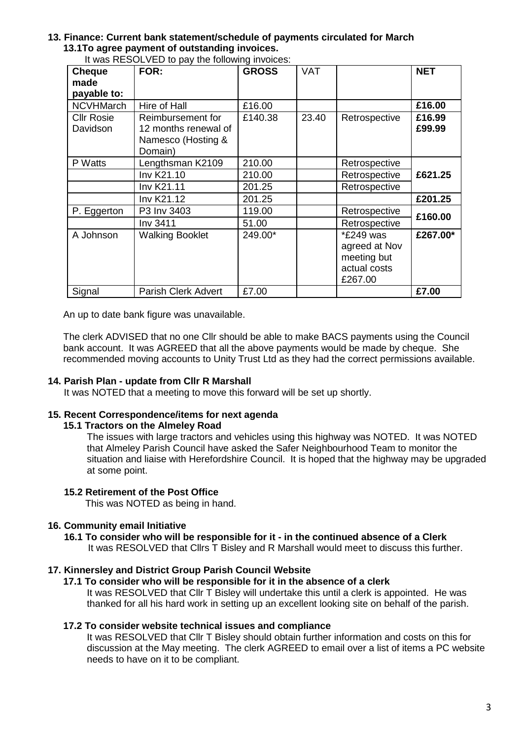**13. Finance: Current bank statement/schedule of payments circulated for March**

**13.1To agree payment of outstanding invoices.**

It was RESOLVED to pay the following invoices:

| Cheque made payable to: | FOR: | GROSS | VAT | | NET |
|---|---|---|---|---|---|
| NCVHMarch | Hire of Hall | £16.00 | | | **£16.00** |
| Cllr Rosie Davidson | Reimbursement for 12 months renewal of Namesco (Hosting & Domain) | £140.38 | 23.40 | Retrospective | **£16.99 £99.99** |
| P Watts | Lengthsman K2109 | 210.00 | | Retrospective | |
| | Inv K21.10 | 210.00 | | Retrospective | **£621.25** |
| | Inv K21.11 | 201.25 | | Retrospective | |
| | Inv K21.12 | 201.25 | | | **£201.25** |
| P. Eggerton | P3 Inv 3403 | 119.00 | | Retrospective | **£160.00** |
| | Inv 3411 | 51.00 | | Retrospective | |
| A Johnson | Walking Booklet | 249.00* | | *£249 was agreed at Nov meeting but actual costs £267.00 | **£267.00*** |
| Signal | Parish Clerk Advert | £7.00 | | | **£7.00** |

An up to date bank figure was unavailable.

The clerk ADVISED that no one Cllr should be able to make BACS payments using the Council bank account. It was AGREED that all the above payments would be made by cheque. She recommended moving accounts to Unity Trust Ltd as they had the correct permissions available.

**14. Parish Plan - update from Cllr R Marshall**

It was NOTED that a meeting to move this forward will be set up shortly.

**15. Recent Correspondence/items for next agenda**

**15.1 Tractors on the Almeley Road**

The issues with large tractors and vehicles using this highway was NOTED. It was NOTED that Almeley Parish Council have asked the Safer Neighbourhood Team to monitor the situation and liaise with Herefordshire Council. It is hoped that the highway may be upgraded at some point.

**15.2 Retirement of the Post Office**

This was NOTED as being in hand.

**16. Community email Initiative**

**16.1 To consider who will be responsible for it - in the continued absence of a Clerk**

It was RESOLVED that Cllrs T Bisley and R Marshall would meet to discuss this further.

**17. Kinnersley and District Group Parish Council Website**

**17.1 To consider who will be responsible for it in the absence of a clerk**

It was RESOLVED that Cllr T Bisley will undertake this until a clerk is appointed. He was thanked for all his hard work in setting up an excellent looking site on behalf of the parish.

**17.2 To consider website technical issues and compliance**

It was RESOLVED that Cllr T Bisley should obtain further information and costs on this for discussion at the May meeting. The clerk AGREED to email over a list of items a PC website needs to have on it to be compliant.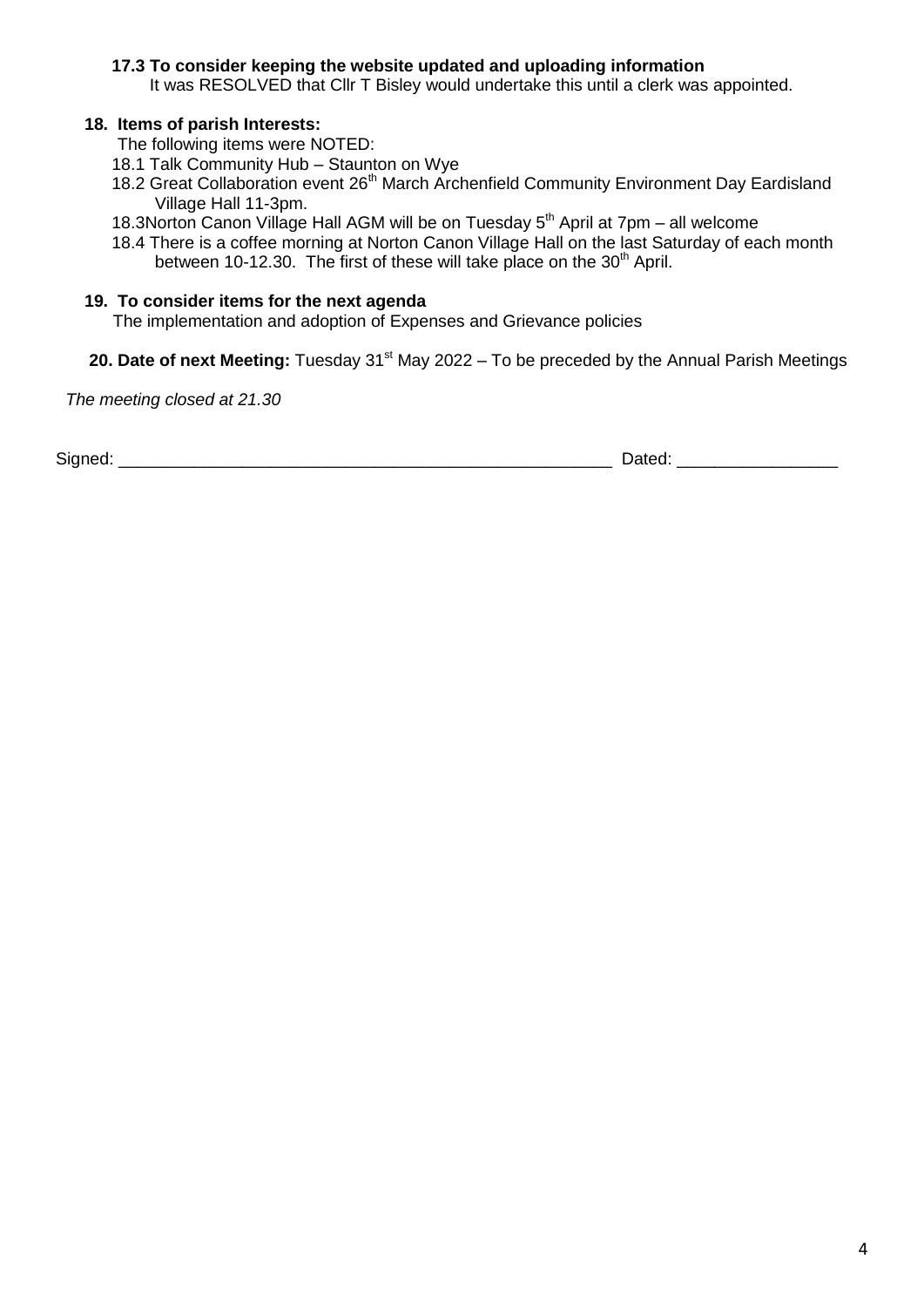**17.3 To consider keeping the website updated and uploading information**

It was RESOLVED that Cllr T Bisley would undertake this until a clerk was appointed.

**18. Items of parish Interests:**

The following items were NOTED:

18.1 Talk Community Hub – Staunton on Wye

18.2 Great Collaboration event 26th March Archenfield Community Environment Day Eardisland Village Hall 11-3pm.

18.3Norton Canon Village Hall AGM will be on Tuesday 5th April at 7pm – all welcome

18.4 There is a coffee morning at Norton Canon Village Hall on the last Saturday of each month between 10-12.30. The first of these will take place on the 30th April.

**19. To consider items for the next agenda**

The implementation and adoption of Expenses and Grievance policies

**20. Date of next Meeting:** Tuesday 31st May 2022 – To be preceded by the Annual Parish Meetings

*The meeting closed at 21.30*

Signed: _____________________________________________________ Dated: _________________